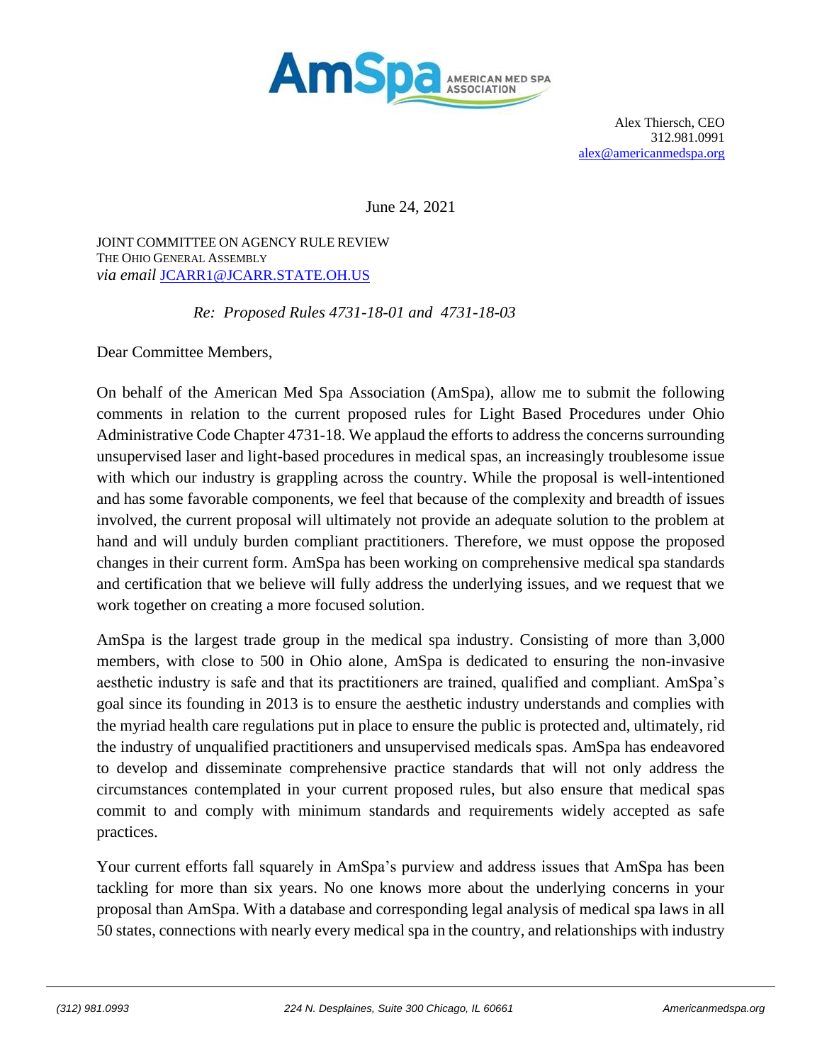AmSpa AMERICAN MED SPA ASSOCIATION

Alex Thiersch, CEO
312.981.0991
alex@americanmedspa.org

June 24, 2021

JOINT COMMITTEE ON AGENCY RULE REVIEW
THE OHIO GENERAL ASSEMBLY
*via email* JCARR1@JCARR.STATE.OH.US

*Re: Proposed Rules 4731-18-01 and 4731-18-03*

Dear Committee Members,

On behalf of the American Med Spa Association (AmSpa), allow me to submit the following comments in relation to the current proposed rules for Light Based Procedures under Ohio Administrative Code Chapter 4731-18. We applaud the efforts to address the concerns surrounding unsupervised laser and light-based procedures in medical spas, an increasingly troublesome issue with which our industry is grappling across the country. While the proposal is well-intentioned and has some favorable components, we feel that because of the complexity and breadth of issues involved, the current proposal will ultimately not provide an adequate solution to the problem at hand and will unduly burden compliant practitioners. Therefore, we must oppose the proposed changes in their current form. AmSpa has been working on comprehensive medical spa standards and certification that we believe will fully address the underlying issues, and we request that we work together on creating a more focused solution.

AmSpa is the largest trade group in the medical spa industry. Consisting of more than 3,000 members, with close to 500 in Ohio alone, AmSpa is dedicated to ensuring the non-invasive aesthetic industry is safe and that its practitioners are trained, qualified and compliant. AmSpa's goal since its founding in 2013 is to ensure the aesthetic industry understands and complies with the myriad health care regulations put in place to ensure the public is protected and, ultimately, rid the industry of unqualified practitioners and unsupervised medicals spas. AmSpa has endeavored to develop and disseminate comprehensive practice standards that will not only address the circumstances contemplated in your current proposed rules, but also ensure that medical spas commit to and comply with minimum standards and requirements widely accepted as safe practices.

Your current efforts fall squarely in AmSpa's purview and address issues that AmSpa has been tackling for more than six years. No one knows more about the underlying concerns in your proposal than AmSpa. With a database and corresponding legal analysis of medical spa laws in all 50 states, connections with nearly every medical spa in the country, and relationships with industry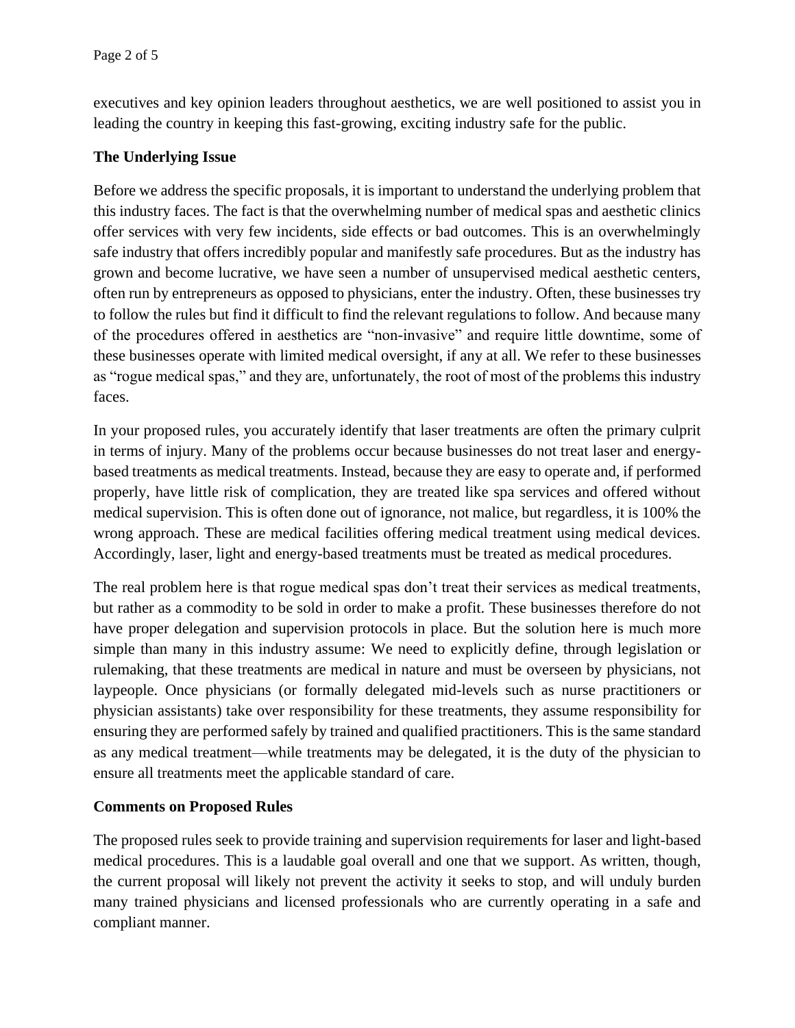executives and key opinion leaders throughout aesthetics, we are well positioned to assist you in leading the country in keeping this fast-growing, exciting industry safe for the public.

**The Underlying Issue**

Before we address the specific proposals, it is important to understand the underlying problem that this industry faces. The fact is that the overwhelming number of medical spas and aesthetic clinics offer services with very few incidents, side effects or bad outcomes. This is an overwhelmingly safe industry that offers incredibly popular and manifestly safe procedures. But as the industry has grown and become lucrative, we have seen a number of unsupervised medical aesthetic centers, often run by entrepreneurs as opposed to physicians, enter the industry. Often, these businesses try to follow the rules but find it difficult to find the relevant regulations to follow. And because many of the procedures offered in aesthetics are "non-invasive" and require little downtime, some of these businesses operate with limited medical oversight, if any at all. We refer to these businesses as "rogue medical spas," and they are, unfortunately, the root of most of the problems this industry faces.

In your proposed rules, you accurately identify that laser treatments are often the primary culprit in terms of injury. Many of the problems occur because businesses do not treat laser and energy-based treatments as medical treatments. Instead, because they are easy to operate and, if performed properly, have little risk of complication, they are treated like spa services and offered without medical supervision. This is often done out of ignorance, not malice, but regardless, it is 100% the wrong approach. These are medical facilities offering medical treatment using medical devices. Accordingly, laser, light and energy-based treatments must be treated as medical procedures.

The real problem here is that rogue medical spas don't treat their services as medical treatments, but rather as a commodity to be sold in order to make a profit. These businesses therefore do not have proper delegation and supervision protocols in place. But the solution here is much more simple than many in this industry assume: We need to explicitly define, through legislation or rulemaking, that these treatments are medical in nature and must be overseen by physicians, not laypeople. Once physicians (or formally delegated mid-levels such as nurse practitioners or physician assistants) take over responsibility for these treatments, they assume responsibility for ensuring they are performed safely by trained and qualified practitioners. This is the same standard as any medical treatment—while treatments may be delegated, it is the duty of the physician to ensure all treatments meet the applicable standard of care.

**Comments on Proposed Rules**

The proposed rules seek to provide training and supervision requirements for laser and light-based medical procedures. This is a laudable goal overall and one that we support. As written, though, the current proposal will likely not prevent the activity it seeks to stop, and will unduly burden many trained physicians and licensed professionals who are currently operating in a safe and compliant manner.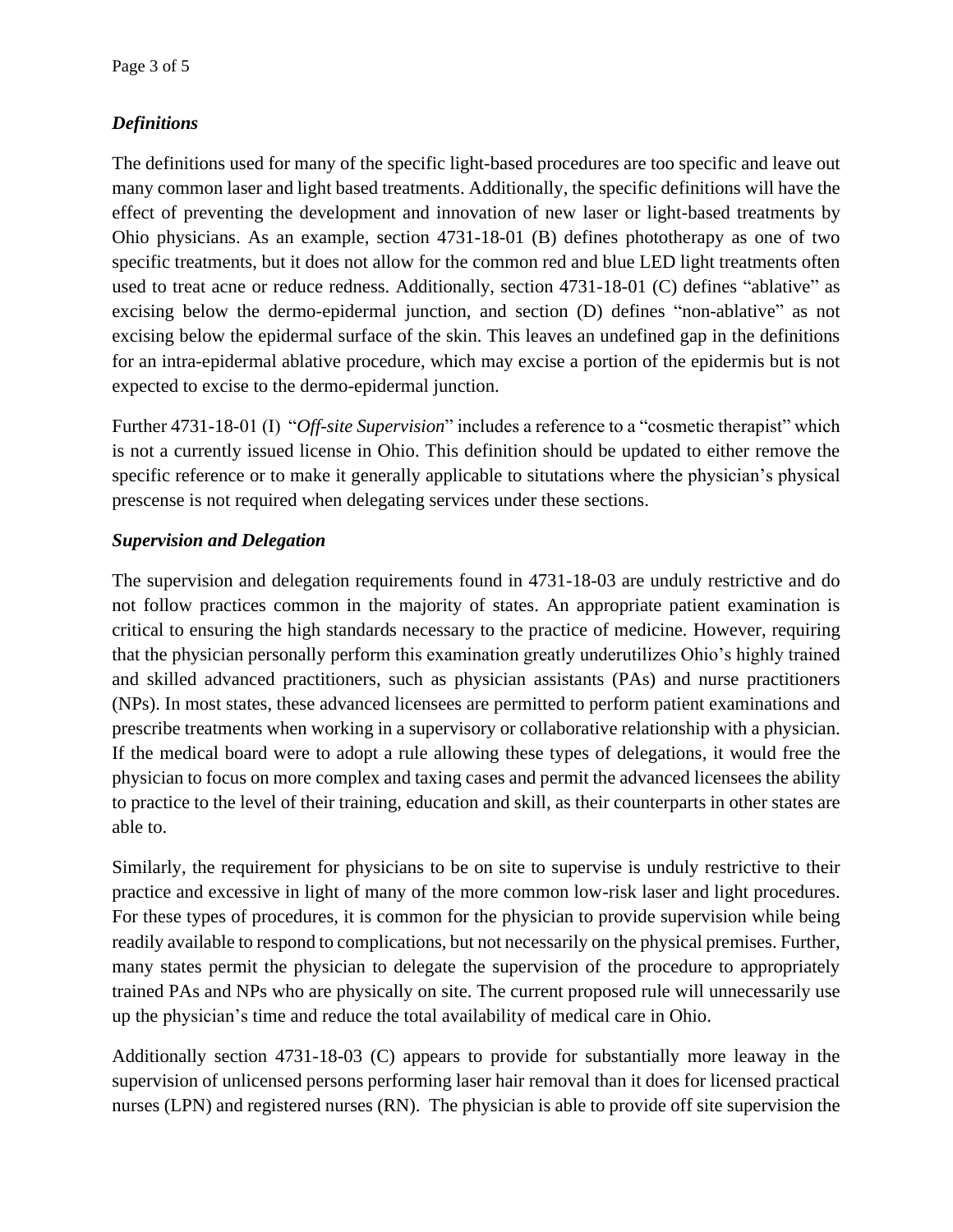### *Definitions*

The definitions used for many of the specific light-based procedures are too specific and leave out many common laser and light based treatments. Additionally, the specific definitions will have the effect of preventing the development and innovation of new laser or light-based treatments by Ohio physicians. As an example, section 4731-18-01 (B) defines phototherapy as one of two specific treatments, but it does not allow for the common red and blue LED light treatments often used to treat acne or reduce redness. Additionally, section 4731-18-01 (C) defines "ablative" as excising below the dermo-epidermal junction, and section (D) defines "non-ablative" as not excising below the epidermal surface of the skin. This leaves an undefined gap in the definitions for an intra-epidermal ablative procedure, which may excise a portion of the epidermis but is not expected to excise to the dermo-epidermal junction.

Further 4731-18-01 (I) "*Off-site Supervision*" includes a reference to a "cosmetic therapist" which is not a currently issued license in Ohio. This definition should be updated to either remove the specific reference or to make it generally applicable to situtations where the physician's physical prescense is not required when delegating services under these sections.

### *Supervision and Delegation*

The supervision and delegation requirements found in 4731-18-03 are unduly restrictive and do not follow practices common in the majority of states. An appropriate patient examination is critical to ensuring the high standards necessary to the practice of medicine. However, requiring that the physician personally perform this examination greatly underutilizes Ohio's highly trained and skilled advanced practitioners, such as physician assistants (PAs) and nurse practitioners (NPs). In most states, these advanced licensees are permitted to perform patient examinations and prescribe treatments when working in a supervisory or collaborative relationship with a physician. If the medical board were to adopt a rule allowing these types of delegations, it would free the physician to focus on more complex and taxing cases and permit the advanced licensees the ability to practice to the level of their training, education and skill, as their counterparts in other states are able to.

Similarly, the requirement for physicians to be on site to supervise is unduly restrictive to their practice and excessive in light of many of the more common low-risk laser and light procedures. For these types of procedures, it is common for the physician to provide supervision while being readily available to respond to complications, but not necessarily on the physical premises. Further, many states permit the physician to delegate the supervision of the procedure to appropriately trained PAs and NPs who are physically on site. The current proposed rule will unnecessarily use up the physician's time and reduce the total availability of medical care in Ohio.

Additionally section 4731-18-03 (C) appears to provide for substantially more leaway in the supervision of unlicensed persons performing laser hair removal than it does for licensed practical nurses (LPN) and registered nurses (RN). The physician is able to provide off site supervision the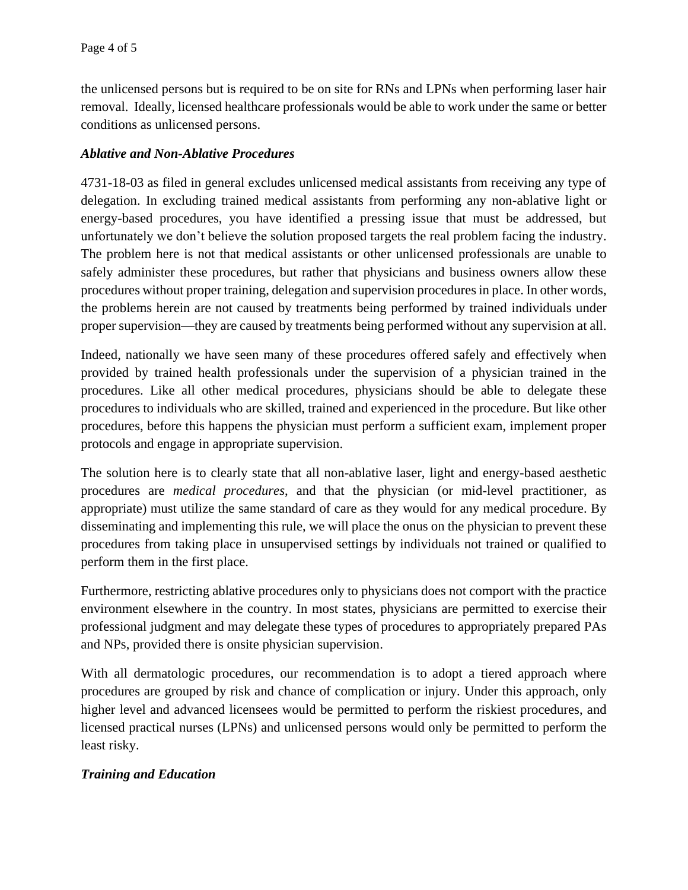the unlicensed persons but is required to be on site for RNs and LPNs when performing laser hair removal. Ideally, licensed healthcare professionals would be able to work under the same or better conditions as unlicensed persons.

### *Ablative and Non-Ablative Procedures*

4731-18-03 as filed in general excludes unlicensed medical assistants from receiving any type of delegation. In excluding trained medical assistants from performing any non-ablative light or energy-based procedures, you have identified a pressing issue that must be addressed, but unfortunately we don't believe the solution proposed targets the real problem facing the industry. The problem here is not that medical assistants or other unlicensed professionals are unable to safely administer these procedures, but rather that physicians and business owners allow these procedures without proper training, delegation and supervision procedures in place. In other words, the problems herein are not caused by treatments being performed by trained individuals under proper supervision—they are caused by treatments being performed without any supervision at all.

Indeed, nationally we have seen many of these procedures offered safely and effectively when provided by trained health professionals under the supervision of a physician trained in the procedures. Like all other medical procedures, physicians should be able to delegate these procedures to individuals who are skilled, trained and experienced in the procedure. But like other procedures, before this happens the physician must perform a sufficient exam, implement proper protocols and engage in appropriate supervision.

The solution here is to clearly state that all non-ablative laser, light and energy-based aesthetic procedures are *medical procedures*, and that the physician (or mid-level practitioner, as appropriate) must utilize the same standard of care as they would for any medical procedure. By disseminating and implementing this rule, we will place the onus on the physician to prevent these procedures from taking place in unsupervised settings by individuals not trained or qualified to perform them in the first place.

Furthermore, restricting ablative procedures only to physicians does not comport with the practice environment elsewhere in the country. In most states, physicians are permitted to exercise their professional judgment and may delegate these types of procedures to appropriately prepared PAs and NPs, provided there is onsite physician supervision.

With all dermatologic procedures, our recommendation is to adopt a tiered approach where procedures are grouped by risk and chance of complication or injury. Under this approach, only higher level and advanced licensees would be permitted to perform the riskiest procedures, and licensed practical nurses (LPNs) and unlicensed persons would only be permitted to perform the least risky.

### *Training and Education*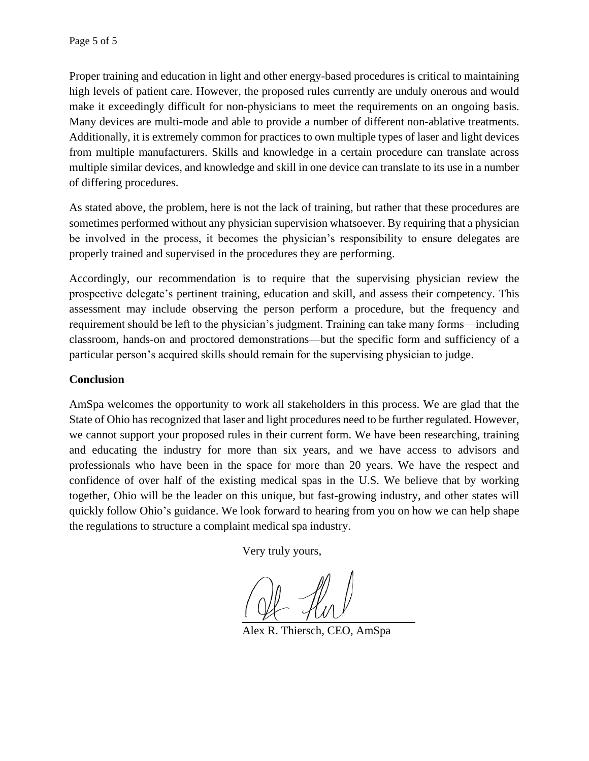Proper training and education in light and other energy-based procedures is critical to maintaining high levels of patient care. However, the proposed rules currently are unduly onerous and would make it exceedingly difficult for non-physicians to meet the requirements on an ongoing basis. Many devices are multi-mode and able to provide a number of different non-ablative treatments. Additionally, it is extremely common for practices to own multiple types of laser and light devices from multiple manufacturers. Skills and knowledge in a certain procedure can translate across multiple similar devices, and knowledge and skill in one device can translate to its use in a number of differing procedures.

As stated above, the problem, here is not the lack of training, but rather that these procedures are sometimes performed without any physician supervision whatsoever. By requiring that a physician be involved in the process, it becomes the physician's responsibility to ensure delegates are properly trained and supervised in the procedures they are performing.

Accordingly, our recommendation is to require that the supervising physician review the prospective delegate's pertinent training, education and skill, and assess their competency. This assessment may include observing the person perform a procedure, but the frequency and requirement should be left to the physician's judgment. Training can take many forms—including classroom, hands-on and proctored demonstrations—but the specific form and sufficiency of a particular person's acquired skills should remain for the supervising physician to judge.

**Conclusion**

AmSpa welcomes the opportunity to work all stakeholders in this process. We are glad that the State of Ohio has recognized that laser and light procedures need to be further regulated. However, we cannot support your proposed rules in their current form. We have been researching, training and educating the industry for more than six years, and we have access to advisors and professionals who have been in the space for more than 20 years. We have the respect and confidence of over half of the existing medical spas in the U.S. We believe that by working together, Ohio will be the leader on this unique, but fast-growing industry, and other states will quickly follow Ohio's guidance. We look forward to hearing from you on how we can help shape the regulations to structure a complaint medical spa industry.

Very truly yours,

Alex R. Thiersch, CEO, AmSpa